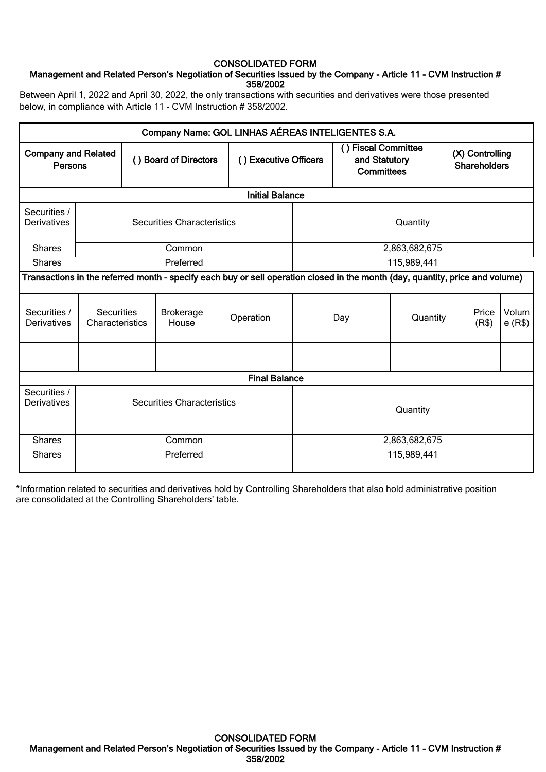CONSOLIDATED FORM

**Management and Related Person's Negotiation of Securities Issued by the Company - Article 11 - CVM Instruction # 358/2002**

Between April 1, 2022 and April 30, 2022, the only transactions with securities and derivatives were those presented below, in compliance with Article 11 - CVM Instruction # 358/2002.

| Company Name: GOL LINHAS AÉREAS INTELIGENTES S.A. | | | | | | | |
|---|---|---|---|---|---|---|---|
| Company and Related Persons | ( ) Board of Directors | | ( ) Executive Officers | ( ) Fiscal Committee and Statutory Committees | | (X) Controlling Shareholders | |
| **Initial Balance** | | | | | | | |
| Securities / Derivatives | Securities Characteristics | | | Quantity | | | |
| Shares | Common | | | 2,863,682,675 | | | |
| Shares | Preferred | | | 115,989,441 | | | |
| **Transactions in the referred month - specify each buy or sell operation closed in the month (day, quantity, price and volume)** | | | | | | | |
| Securities / Derivatives | Securities Characteristics | Brokerage House | Operation | Day | Quantity | Price (R$) | Volume (R$) |
| | | | | | | | |
| **Final Balance** | | | | | | | |
| Securities / Derivatives | Securities Characteristics | | | Quantity | | | |
| Shares | Common | | | 2,863,682,675 | | | |
| Shares | Preferred | | | 115,989,441 | | | |

*Information related to securities and derivatives hold by Controlling Shareholders that also hold administrative position are consolidated at the Controlling Shareholders' table.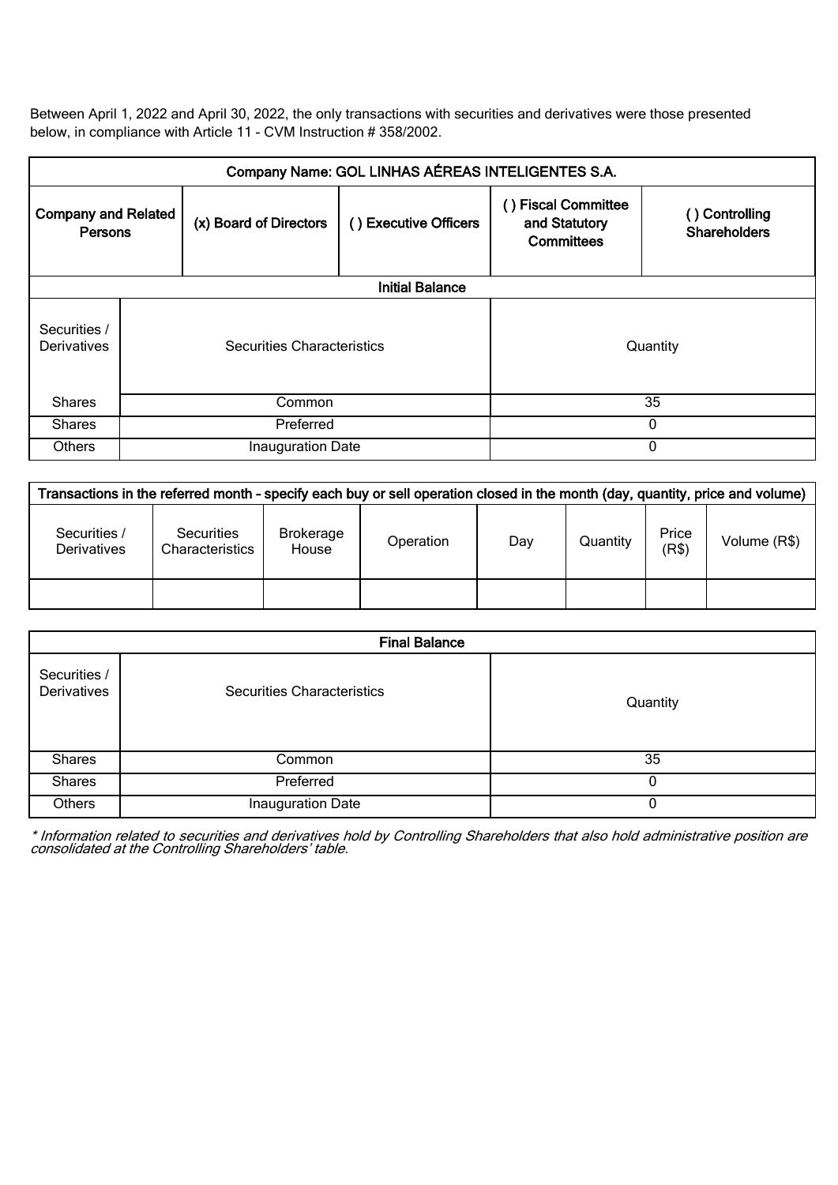Between April 1, 2022 and April 30, 2022, the only transactions with securities and derivatives were those presented below, in compliance with Article 11 - CVM Instruction # 358/2002.

| Company Name: GOL LINHAS AÉREAS INTELIGENTES S.A. | | | | |
|---|---|---|---|---|
| **Company and Related Persons** | **(x) Board of Directors** | **( ) Executive Officers** | **( ) Fiscal Committee and Statutory Committees** | **( ) Controlling Shareholders** |

| Initial Balance | | |
|---|---|---|
| Securities / Derivatives | Securities Characteristics | Quantity |
| Shares | Common | 35 |
| Shares | Preferred | 0 |
| Others | Inauguration Date | 0 |

| Transactions in the referred month – specify each buy or sell operation closed in the month (day, quantity, price and volume) | | | | | | | |
|---|---|---|---|---|---|---|---|
| Securities / Derivatives | Securities Characteristics | Brokerage House | Operation | Day | Quantity | Price (R$) | Volume (R$) |
| | | | | | | | |

| Final Balance | | |
|---|---|---|
| Securities / Derivatives | Securities Characteristics | Quantity |
| Shares | Common | 35 |
| Shares | Preferred | 0 |
| Others | Inauguration Date | 0 |

*\* Information related to securities and derivatives hold by Controlling Shareholders that also hold administrative position are consolidated at the Controlling Shareholders' table.*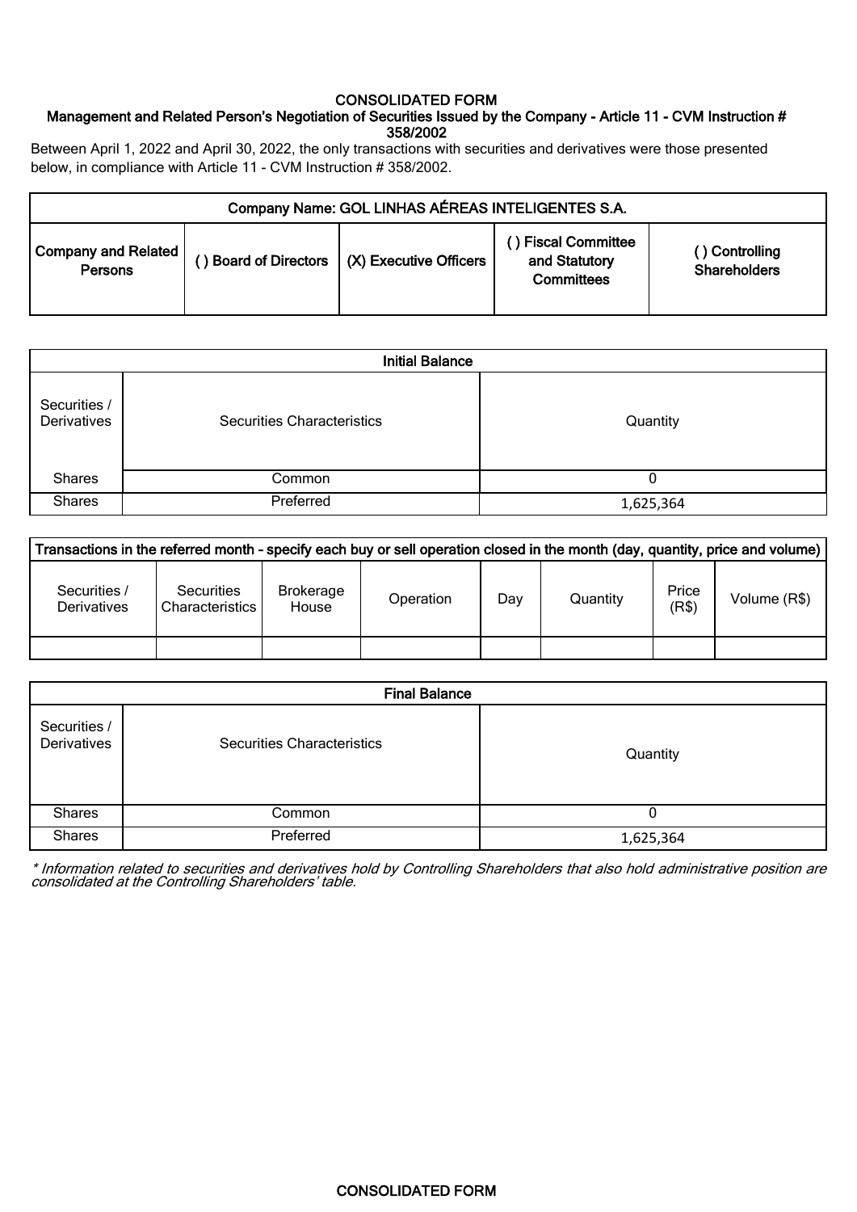**CONSOLIDATED FORM**

**Management and Related Person's Negotiation of Securities Issued by the Company - Article 11 - CVM Instruction # 358/2002**

Between April 1, 2022 and April 30, 2022, the only transactions with securities and derivatives were those presented below, in compliance with Article 11 - CVM Instruction # 358/2002.

| Company Name: GOL LINHAS AÉREAS INTELIGENTES S.A. | | | | |
|---|---|---|---|---|
| **Company and Related Persons** | **( ) Board of Directors** | **(X) Executive Officers** | **( ) Fiscal Committee and Statutory Committees** | **( ) Controlling Shareholders** |

| **Initial Balance** | | |
|---|---|---|
| Securities / Derivatives | Securities Characteristics | Quantity |
| Shares | Common | 0 |
| Shares | Preferred | 1,625,364 |

| **Transactions in the referred month – specify each buy or sell operation closed in the month (day, quantity, price and volume)** | | | | | | | |
|---|---|---|---|---|---|---|---|
| Securities / Derivatives | Securities Characteristics | Brokerage House | Operation | Day | Quantity | Price (R$) | Volume (R$) |
| | | | | | | | |

| **Final Balance** | | |
|---|---|---|
| Securities / Derivatives | Securities Characteristics | Quantity |
| Shares | Common | 0 |
| Shares | Preferred | 1,625,364 |

*\* Information related to securities and derivatives hold by Controlling Shareholders that also hold administrative position are consolidated at the Controlling Shareholders' table.*

**CONSOLIDATED FORM**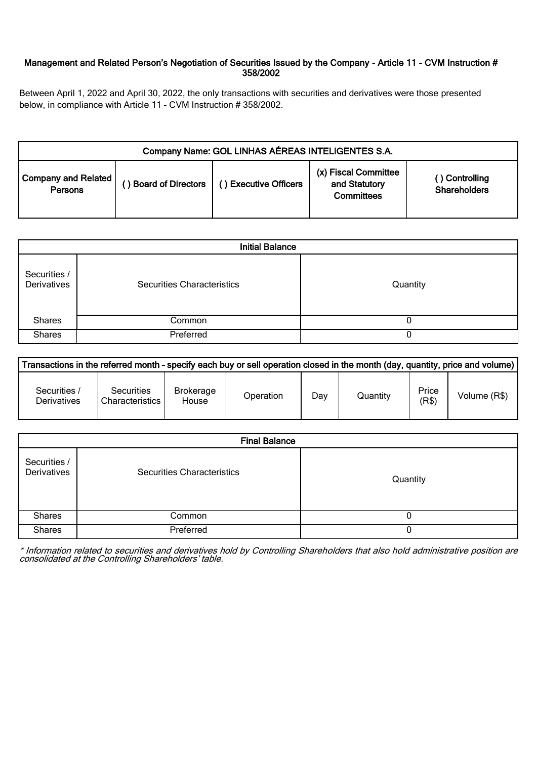**Management and Related Person's Negotiation of Securities Issued by the Company - Article 11 - CVM Instruction # 358/2002**

Between April 1, 2022 and April 30, 2022, the only transactions with securities and derivatives were those presented below, in compliance with Article 11 - CVM Instruction # 358/2002.

| Company Name: GOL LINHAS AÉREAS INTELIGENTES S.A. | | | | |
|---|---|---|---|---|
| Company and Related Persons | ( ) Board of Directors | ( ) Executive Officers | (x) Fiscal Committee and Statutory Committees | ( ) Controlling Shareholders |

| Initial Balance | | |
|---|---|---|
| Securities / Derivatives | Securities Characteristics | Quantity |
| Shares | Common | 0 |
| Shares | Preferred | 0 |

| Transactions in the referred month – specify each buy or sell operation closed in the month (day, quantity, price and volume) | | | | | | | |
|---|---|---|---|---|---|---|---|
| Securities / Derivatives | Securities Characteristics | Brokerage House | Operation | Day | Quantity | Price (R$) | Volume (R$) |

| Final Balance | | |
|---|---|---|
| Securities / Derivatives | Securities Characteristics | Quantity |
| Shares | Common | 0 |
| Shares | Preferred | 0 |

*\* Information related to securities and derivatives hold by Controlling Shareholders that also hold administrative position are consolidated at the Controlling Shareholders' table.*